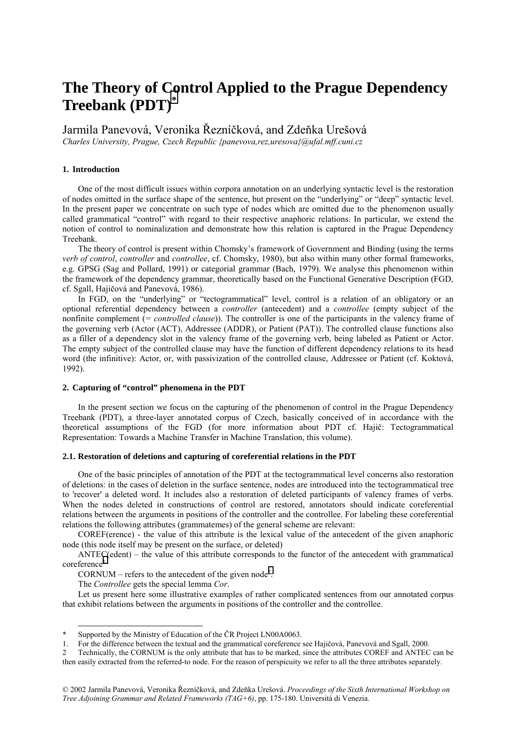# The Theory of Control Applied to the Prague Dependency Treebank (PDT)[*]

Jarmila Panevová, Veronika Řezníčková, and Zdeňka Urešová

*Charles University, Prague, Czech Republic {panevova,rez,uresova}@ufal.mff.cuni.cz*

## 1. Introduction

One of the most difficult issues within corpora annotation on an underlying syntactic level is the restoration of nodes omitted in the surface shape of the sentence, but present on the "underlying" or "deep" syntactic level. In the present paper we concentrate on such type of nodes which are omitted due to the phenomenon usually called grammatical "control" with regard to their respective anaphoric relations. In particular, we extend the notion of control to nominalization and demonstrate how this relation is captured in the Prague Dependency Treebank.

The theory of control is present within Chomsky's framework of Government and Binding (using the terms *verb of control*, *controller* and *controllee*, cf. Chomsky, 1980), but also within many other formal frameworks, e.g. GPSG (Sag and Pollard, 1991) or categorial grammar (Bach, 1979). We analyse this phenomenon within the framework of the dependency grammar, theoretically based on the Functional Generative Description (FGD, cf. Sgall, Hajičová and Panevová, 1986).

In FGD, on the "underlying" or "tectogrammatical" level, control is a relation of an obligatory or an optional referential dependency between a *controller* (antecedent) and a *controllee* (empty subject of the nonfinite complement (= *controlled clause*)). The controller is one of the participants in the valency frame of the governing verb (Actor (ACT), Addressee (ADDR), or Patient (PAT)). The controlled clause functions also as a filler of a dependency slot in the valency frame of the governing verb, being labeled as Patient or Actor. The empty subject of the controlled clause may have the function of different dependency relations to its head word (the infinitive): Actor, or, with passivization of the controlled clause, Addressee or Patient (cf. Koktová, 1992).

## 2. Capturing of "control" phenomena in the PDT

In the present section we focus on the capturing of the phenomenon of control in the Prague Dependency Treebank (PDT), a three-layer annotated corpus of Czech, basically conceived of in accordance with the theoretical assumptions of the FGD (for more information about PDT cf. Hajič: Tectogrammatical Representation: Towards a Machine Transfer in Machine Translation, this volume).

### 2.1. Restoration of deletions and capturing of coreferential relations in the PDT

One of the basic principles of annotation of the PDT at the tectogrammatical level concerns also restoration of deletions: in the cases of deletion in the surface sentence, nodes are introduced into the tectogrammatical tree to 'recover' a deleted word. It includes also a restoration of deleted participants of valency frames of verbs. When the nodes deleted in constructions of control are restored, annotators should indicate coreferential relations between the arguments in positions of the controller and the controllee. For labeling these coreferential relations the following attributes (grammatemes) of the general scheme are relevant:

COREF(erence) - the value of this attribute is the lexical value of the antecedent of the given anaphoric node (this node itself may be present on the surface, or deleted)

ANTEC(edent) – the value of this attribute corresponds to the functor of the antecedent with grammatical coreference[1]

CORNUM – refers to the antecedent of the given node[2].

The *Controllee* gets the special lemma *Cor*.

Let us present here some illustrative examples of rather complicated sentences from our annotated corpus that exhibit relations between the arguments in positions of the controller and the controllee.

---

\* Supported by the Ministry of Education of the ČR Project LN00A0063.

1. For the difference between the textual and the grammatical coreference see Hajičová, Panevová and Sgall, 2000.

2 Technically, the CORNUM is the only attribute that has to be marked, since the attributes COREF and ANTEC can be then easily extracted from the referred-to node. For the reason of perspicuity we refer to all the three attributes separately.

© 2002 Jarmila Panevová, Veronika Řezníčková, and Zdeňka Urešová. *Proceedings of the Sixth International Workshop on Tree Adjoining Grammar and Related Frameworks (TAG+6)*, pp. 175-180. Universitá di Venezia.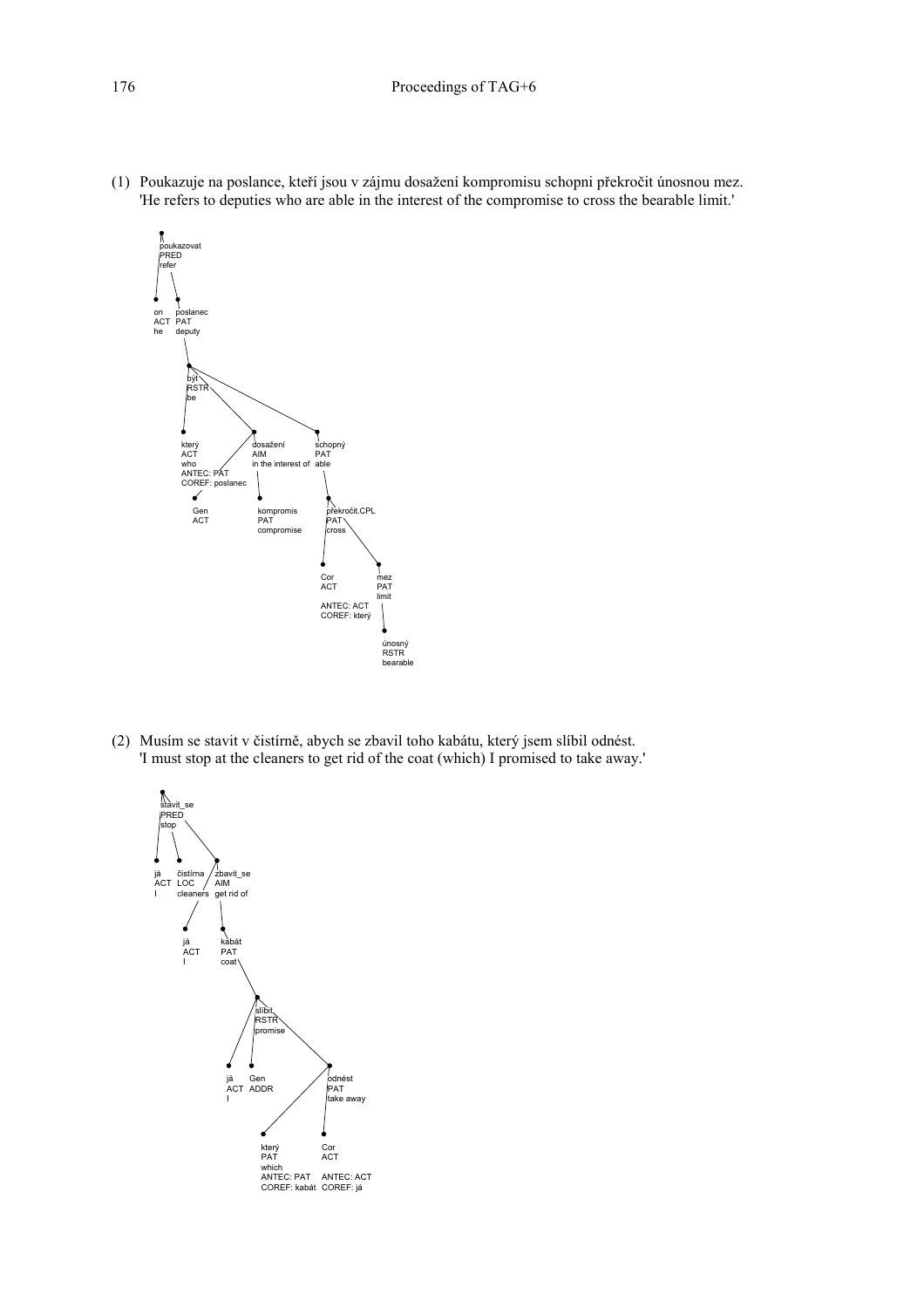(1) Poukazuje na poslance, kteří jsou v zájmu dosažení kompromisu schopni překročit únosnou mez.
'He refers to deputies who are able in the interest of the compromise to cross the bearable limit.'

```
poukazovat
PRED
refer
├── on
│   ACT
│   he
└── poslanec
    PAT
    deputy
    └── být
        RSTR
        be
        ├── který
        │   ACT
        │   who
        │   ANTEC: PAT
        │   COREF: poslanec
        │   └── Gen
        │       ACT
        ├── dosažení
        │   AIM
        │   in the interest of
        │   └── kompromis
        │       PAT
        │       compromise
        └── schopný
            PAT
            able
            └── překročit.CPL
                PAT
                cross
                ├── Cor
                │   ACT
                │   ANTEC: ACT
                │   COREF: který
                └── mez
                    PAT
                    limit
                    └── únosný
                        RSTR
                        bearable
```

(2) Musím se stavit v čistírně, abych se zbavil toho kabátu, který jsem slíbil odnést.
'I must stop at the cleaners to get rid of the coat (which) I promised to take away.'

```
stavit_se
PRED
stop
├── já
│   ACT
│   I
├── čistírna
│   LOC
│   cleaners
└── zbavit_se
    AIM
    get rid of
    ├── já
    │   ACT
    │   I
    └── kabát
        PAT
        coat
        └── slíbit
            RSTR
            promise
            ├── já
            │   ACT
            │   I
            ├── Gen
            │   ADDR
            └── odnést
                PAT
                take away
                ├── který
                │   PAT
                │   which
                │   ANTEC: PAT
                │   COREF: kabát
                └── Cor
                    ACT
                    ANTEC: ACT
                    COREF: já
```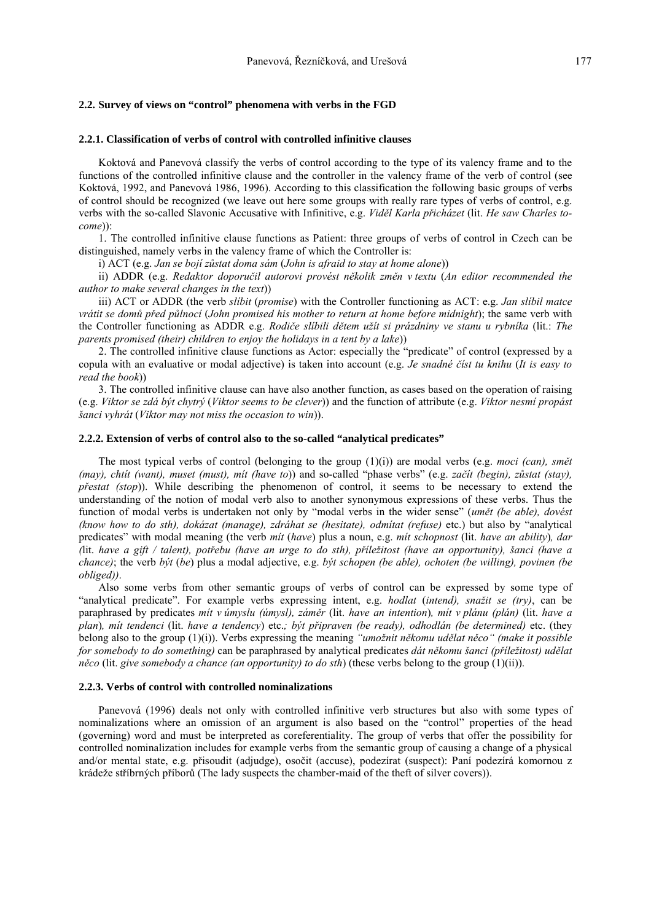### 2.2. Survey of views on "control" phenomena with verbs in the FGD

#### 2.2.1. Classification of verbs of control with controlled infinitive clauses

Koktová and Panevová classify the verbs of control according to the type of its valency frame and to the functions of the controlled infinitive clause and the controller in the valency frame of the verb of control (see Koktová, 1992, and Panevová 1986, 1996). According to this classification the following basic groups of verbs of control should be recognized (we leave out here some groups with really rare types of verbs of control, e.g. verbs with the so-called Slavonic Accusative with Infinitive, e.g. *Viděl Karla přicházet* (lit. *He saw Charles to-come*)):

1. The controlled infinitive clause functions as Patient: three groups of verbs of control in Czech can be distinguished, namely verbs in the valency frame of which the Controller is:

i) ACT (e.g. *Jan se bojí zůstat doma sám* (*John is afraid to stay at home alone*))

ii) ADDR (e.g. *Redaktor doporučil autorovi provést několik změn v textu* (*An editor recommended the author to make several changes in the text*))

iii) ACT or ADDR (the verb *slíbit* (*promise*) with the Controller functioning as ACT: e.g. *Jan slíbil matce vrátit se domů před půlnocí* (*John promised his mother to return at home before midnight*); the same verb with the Controller functioning as ADDR e.g. *Rodiče slíbili dětem užít si prázdniny ve stanu u rybníka* (lit.: *The parents promised (their) children to enjoy the holidays in a tent by a lake*))

2. The controlled infinitive clause functions as Actor: especially the "predicate" of control (expressed by a copula with an evaluative or modal adjective) is taken into account (e.g. *Je snadné číst tu knihu* (*It is easy to read the book*))

3. The controlled infinitive clause can have also another function, as cases based on the operation of raising (e.g. *Viktor se zdá být chytrý* (*Viktor seems to be clever*)) and the function of attribute (e.g. *Viktor nesmí propást šanci vyhrát* (*Viktor may not miss the occasion to win*)).

#### 2.2.2. Extension of verbs of control also to the so-called "analytical predicates"

The most typical verbs of control (belonging to the group (1)(i)) are modal verbs (e.g. *moci (can), smět (may), chtít (want), muset (must), mít (have to)*) and so-called "phase verbs" (e.g. *začít (begin), zůstat (stay), přestat (stop)*). While describing the phenomenon of control, it seems to be necessary to extend the understanding of the notion of modal verb also to another synonymous expressions of these verbs. Thus the function of modal verbs is undertaken not only by "modal verbs in the wider sense" (*umět (be able), dovést (know how to do sth), dokázat (manage), zdráhat se (hesitate), odmítat (refuse)* etc.) but also by "analytical predicates" with modal meaning (the verb *mít* (*have*) plus a noun, e.g. *mít schopnost* (lit. *have an ability*)*, dar (*lit. *have a gift / talent), potřebu (have an urge to do sth), příležitost (have an opportunity), šanci (have a chance)*; the verb *být* (*be*) plus a modal adjective, e.g. *být schopen (be able), ochoten (be willing), povinen (be obliged))*.

Also some verbs from other semantic groups of verbs of control can be expressed by some type of "analytical predicate". For example verbs expressing intent, e.g. *hodlat* (*intend), snažit se (try)*, can be paraphrased by predicates *mít v úmyslu (úmysl), záměr* (lit. *have an intention*)*, mít v plánu (plán)* (lit. *have a plan*)*, mít tendenci* (lit. *have a tendency*) etc.*; být připraven (be ready), odhodlán (be determined)* etc. (they belong also to the group (1)(i)). Verbs expressing the meaning *"umožnit někomu udělat něco" (make it possible for somebody to do something)* can be paraphrased by analytical predicates *dát někomu šanci (příležitost) udělat něco* (lit. *give somebody a chance (an opportunity) to do sth*) (these verbs belong to the group (1)(ii)).

#### 2.2.3. Verbs of control with controlled nominalizations

Panevová (1996) deals not only with controlled infinitive verb structures but also with some types of nominalizations where an omission of an argument is also based on the "control" properties of the head (governing) word and must be interpreted as coreferentiality. The group of verbs that offer the possibility for controlled nominalization includes for example verbs from the semantic group of causing a change of a physical and/or mental state, e.g. přisoudit (adjudge), osočit (accuse), podezírat (suspect): Paní podezírá komornou z krádeže stříbrných příborů (The lady suspects the chamber-maid of the theft of silver covers)).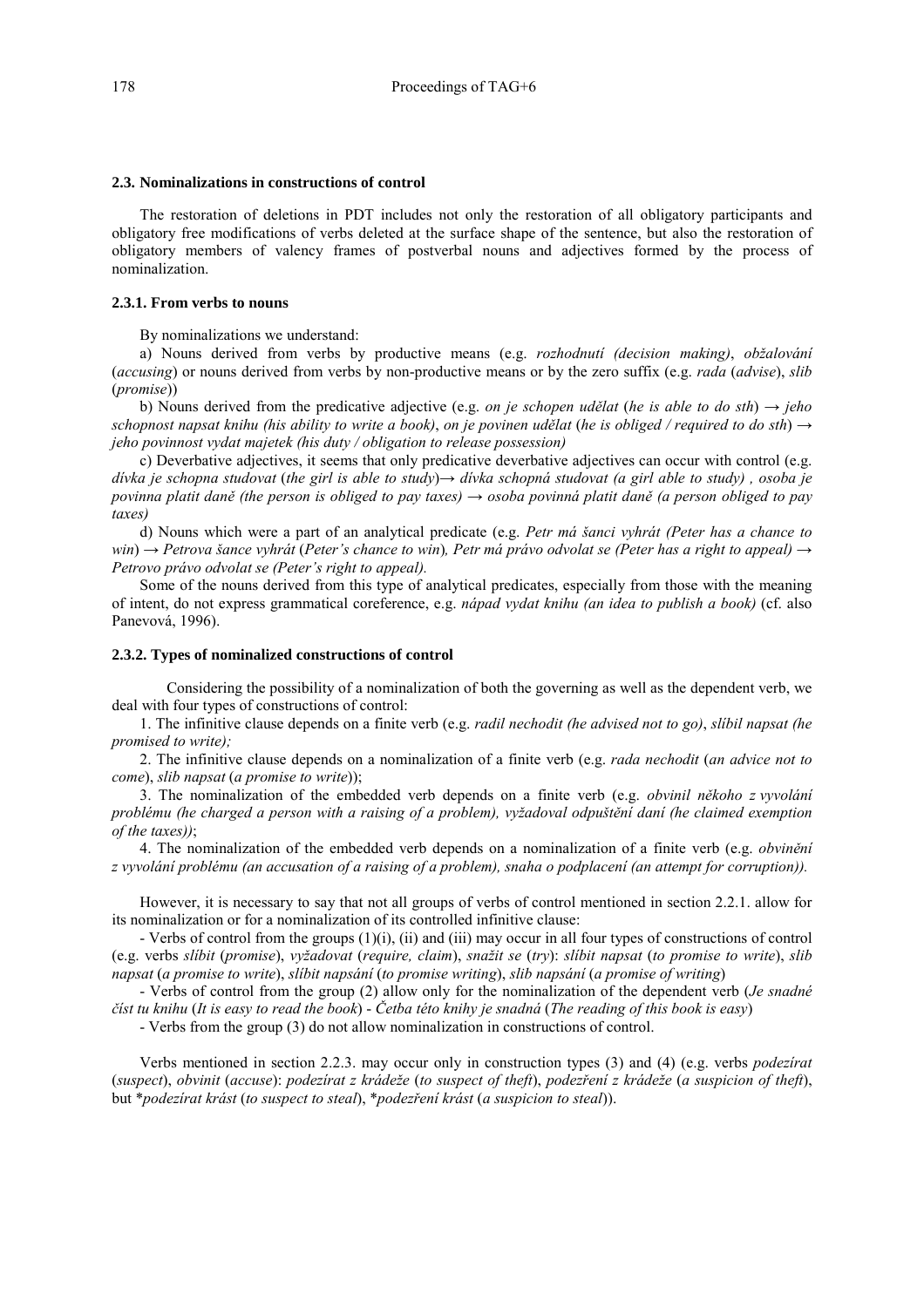### 2.3. Nominalizations in constructions of control

The restoration of deletions in PDT includes not only the restoration of all obligatory participants and obligatory free modifications of verbs deleted at the surface shape of the sentence, but also the restoration of obligatory members of valency frames of postverbal nouns and adjectives formed by the process of nominalization.

#### 2.3.1. From verbs to nouns

By nominalizations we understand:

a) Nouns derived from verbs by productive means (e.g. *rozhodnutí (decision making)*, *obžalování* (*accusing*) or nouns derived from verbs by non-productive means or by the zero suffix (e.g. *rada* (*advise*), *slib* (*promise*))

b) Nouns derived from the predicative adjective (e.g. *on je schopen udělat* (*he is able to do sth*) → *jeho schopnost napsat knihu (his ability to write a book)*, *on je povinen udělat* (*he is obliged / required to do sth*) → *jeho povinnost vydat majetek (his duty / obligation to release possession)*

c) Deverbative adjectives, it seems that only predicative deverbative adjectives can occur with control (e.g. *dívka je schopna studovat* (*the girl is able to study*)→ *dívka schopná studovat (a girl able to study)* , *osoba je povinna platit daně (the person is obliged to pay taxes)* → *osoba povinná platit daně (a person obliged to pay taxes)*

d) Nouns which were a part of an analytical predicate (e.g. *Petr má šanci vyhrát (Peter has a chance to win*) → *Petrova šance vyhrát* (*Peter's chance to win*)*, Petr má právo odvolat se (Peter has a right to appeal)* → *Petrovo právo odvolat se (Peter's right to appeal).*

Some of the nouns derived from this type of analytical predicates, especially from those with the meaning of intent, do not express grammatical coreference, e.g. *nápad vydat knihu (an idea to publish a book)* (cf. also Panevová, 1996).

#### 2.3.2. Types of nominalized constructions of control

Considering the possibility of a nominalization of both the governing as well as the dependent verb, we deal with four types of constructions of control:

1. The infinitive clause depends on a finite verb (e.g. *radil nechodit (he advised not to go)*, *slíbil napsat (he promised to write);*

2. The infinitive clause depends on a nominalization of a finite verb (e.g. *rada nechodit* (*an advice not to come*), *slib napsat* (*a promise to write*));

3. The nominalization of the embedded verb depends on a finite verb (e.g. *obvinil někoho z vyvolání problému (he charged a person with a raising of a problem), vyžadoval odpuštění daní (he claimed exemption of the taxes))*;

4. The nominalization of the embedded verb depends on a nominalization of a finite verb (e.g. *obvinění z vyvolání problému (an accusation of a raising of a problem), snaha o podplacení (an attempt for corruption)).*

However, it is necessary to say that not all groups of verbs of control mentioned in section 2.2.1. allow for its nominalization or for a nominalization of its controlled infinitive clause:

- Verbs of control from the groups (1)(i), (ii) and (iii) may occur in all four types of constructions of control (e.g. verbs *slíbit* (*promise*), *vyžadovat* (*require, claim*), *snažit se* (*try*): *slíbit napsat* (*to promise to write*), *slib napsat* (*a promise to write*), *slíbit napsání* (*to promise writing*), *slib napsání* (*a promise of writing*)

- Verbs of control from the group (2) allow only for the nominalization of the dependent verb (*Je snadné číst tu knihu* (*It is easy to read the book*) - *Četba této knihy je snadná* (*The reading of this book is easy*)

- Verbs from the group (3) do not allow nominalization in constructions of control.

Verbs mentioned in section 2.2.3. may occur only in construction types (3) and (4) (e.g. verbs *podezírat* (*suspect*), *obvinit* (*accuse*): *podezírat z krádeže* (*to suspect of theft*), *podezření z krádeže* (*a suspicion of theft*), but \**podezírat krást* (*to suspect to steal*), \**podezření krást* (*a suspicion to steal*)).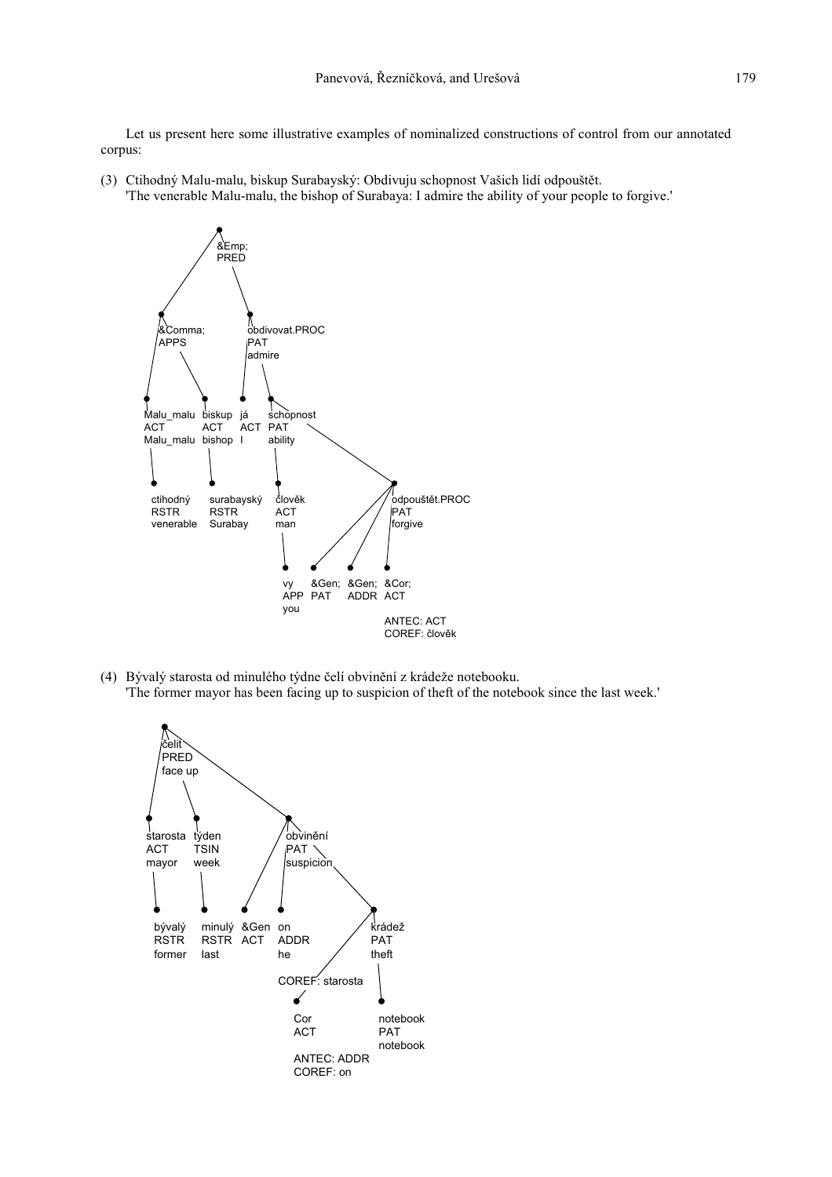Let us present here some illustrative examples of nominalized constructions of control from our annotated corpus:

(3) Ctihodný Malu-malu, biskup Surabayský: Obdivuju schopnost Vašich lidí odpouštět.
'The venerable Malu-malu, the bishop of Surabaya: I admire the ability of your people to forgive.'

```
&Emp;
PRED
├── &Comma; APPS
│   ├── Malu_malu ACT Malu_malu
│   │   └── ctihodný RSTR venerable
│   └── biskup ACT bishop
│       └── surabayský RSTR Surabay
└── obdivovat.PROC PAT admire
    ├── já ACT I
    └── schopnost PAT ability
        ├── člověk ACT man
        │   └── vy APP you
        └── odpouštět.PROC PAT forgive
            ├── &Gen; PAT
            ├── &Gen; ADDR
            └── &Cor; ACT
                ANTEC: ACT
                COREF: člověk
```

(4) Bývalý starosta od minulého týdne čelí obvinění z krádeže notebooku.
'The former mayor has been facing up to suspicion of theft of the notebook since the last week.'

```
čelit PRED face up
├── starosta ACT mayor
│   └── bývalý RSTR former
├── týden TSIN week
│   └── minulý RSTR last
└── obvinění PAT suspicion
    ├── &Gen ACT
    ├── on ADDR he
    │   COREF: starosta
    └── krádež PAT theft
        ├── Cor ACT
        │   ANTEC: ADDR
        │   COREF: on
        └── notebook PAT notebook
```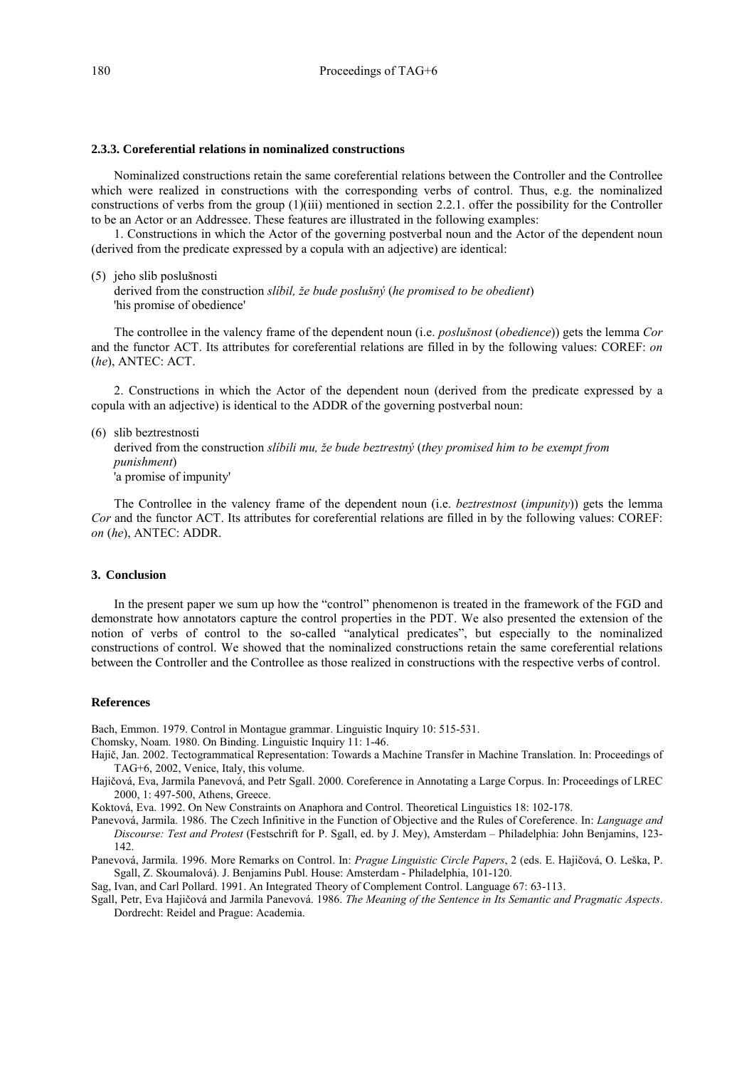### 2.3.3. Coreferential relations in nominalized constructions

Nominalized constructions retain the same coreferential relations between the Controller and the Controllee which were realized in constructions with the corresponding verbs of control. Thus, e.g. the nominalized constructions of verbs from the group (1)(iii) mentioned in section 2.2.1. offer the possibility for the Controller to be an Actor or an Addressee. These features are illustrated in the following examples:

1. Constructions in which the Actor of the governing postverbal noun and the Actor of the dependent noun (derived from the predicate expressed by a copula with an adjective) are identical:

(5) jeho slib poslušnosti
derived from the construction *slíbil, že bude poslušný* (*he promised to be obedient*)
'his promise of obedience'

The controllee in the valency frame of the dependent noun (i.e. *poslušnost* (*obedience*)) gets the lemma *Cor* and the functor ACT. Its attributes for coreferential relations are filled in by the following values: COREF: *on* (*he*), ANTEC: ACT.

2. Constructions in which the Actor of the dependent noun (derived from the predicate expressed by a copula with an adjective) is identical to the ADDR of the governing postverbal noun:

(6) slib beztrestnosti
derived from the construction *slíbili mu, že bude beztrestný* (*they promised him to be exempt from punishment*)
'a promise of impunity'

The Controllee in the valency frame of the dependent noun (i.e. *beztrestnost* (*impunity*)) gets the lemma *Cor* and the functor ACT. Its attributes for coreferential relations are filled in by the following values: COREF: *on* (*he*), ANTEC: ADDR.

## 3. Conclusion

In the present paper we sum up how the "control" phenomenon is treated in the framework of the FGD and demonstrate how annotators capture the control properties in the PDT. We also presented the extension of the notion of verbs of control to the so-called "analytical predicates", but especially to the nominalized constructions of control. We showed that the nominalized constructions retain the same coreferential relations between the Controller and the Controllee as those realized in constructions with the respective verbs of control.

## References

Bach, Emmon. 1979. Control in Montague grammar. Linguistic Inquiry 10: 515-531.

Chomsky, Noam. 1980. On Binding. Linguistic Inquiry 11: 1-46.

Hajič, Jan. 2002. Tectogrammatical Representation: Towards a Machine Transfer in Machine Translation. In: Proceedings of TAG+6, 2002, Venice, Italy, this volume.

Hajičová, Eva, Jarmila Panevová, and Petr Sgall. 2000. Coreference in Annotating a Large Corpus. In: Proceedings of LREC 2000, 1: 497-500, Athens, Greece.

Koktová, Eva. 1992. On New Constraints on Anaphora and Control. Theoretical Linguistics 18: 102-178.

Panevová, Jarmila. 1986. The Czech Infinitive in the Function of Objective and the Rules of Coreference. In: *Language and Discourse: Test and Protest* (Festschrift for P. Sgall, ed. by J. Mey), Amsterdam – Philadelphia: John Benjamins, 123-142.

Panevová, Jarmila. 1996. More Remarks on Control. In: *Prague Linguistic Circle Papers*, 2 (eds. E. Hajičová, O. Leška, P. Sgall, Z. Skoumalová). J. Benjamins Publ. House: Amsterdam - Philadelphia, 101-120.

Sag, Ivan, and Carl Pollard. 1991. An Integrated Theory of Complement Control. Language 67: 63-113.

Sgall, Petr, Eva Hajičová and Jarmila Panevová. 1986. *The Meaning of the Sentence in Its Semantic and Pragmatic Aspects*. Dordrecht: Reidel and Prague: Academia.